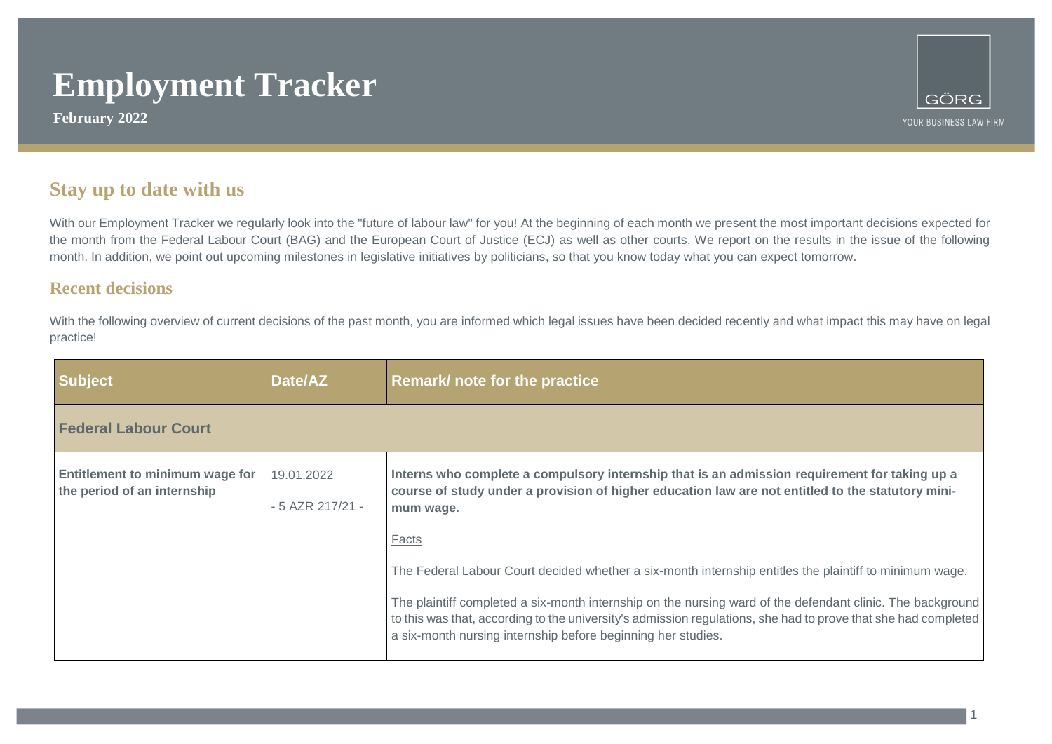# Employment Tracker

**February 2022**

GÖRG
YOUR BUSINESS LAW FIRM

## Stay up to date with us

With our Employment Tracker we regularly look into the "future of labour law" for you! At the beginning of each month we present the most important decisions expected for the month from the Federal Labour Court (BAG) and the European Court of Justice (ECJ) as well as other courts. We report on the results in the issue of the following month. In addition, we point out upcoming milestones in legislative initiatives by politicians, so that you know today what you can expect tomorrow.

## Recent decisions

With the following overview of current decisions of the past month, you are informed which legal issues have been decided recently and what impact this may have on legal practice!

| Subject | Date/AZ | Remark/ note for the practice |
|---|---|---|
| **Federal Labour Court** | | |
| **Entitlement to minimum wage for the period of an internship** | 19.01.2022<br><br>- 5 AZR 217/21 - | **Interns who complete a compulsory internship that is an admission requirement for taking up a course of study under a provision of higher education law are not entitled to the statutory minimum wage.**<br><br>Facts<br><br>The Federal Labour Court decided whether a six-month internship entitles the plaintiff to minimum wage.<br><br>The plaintiff completed a six-month internship on the nursing ward of the defendant clinic. The background to this was that, according to the university's admission regulations, she had to prove that she had completed a six-month nursing internship before beginning her studies. |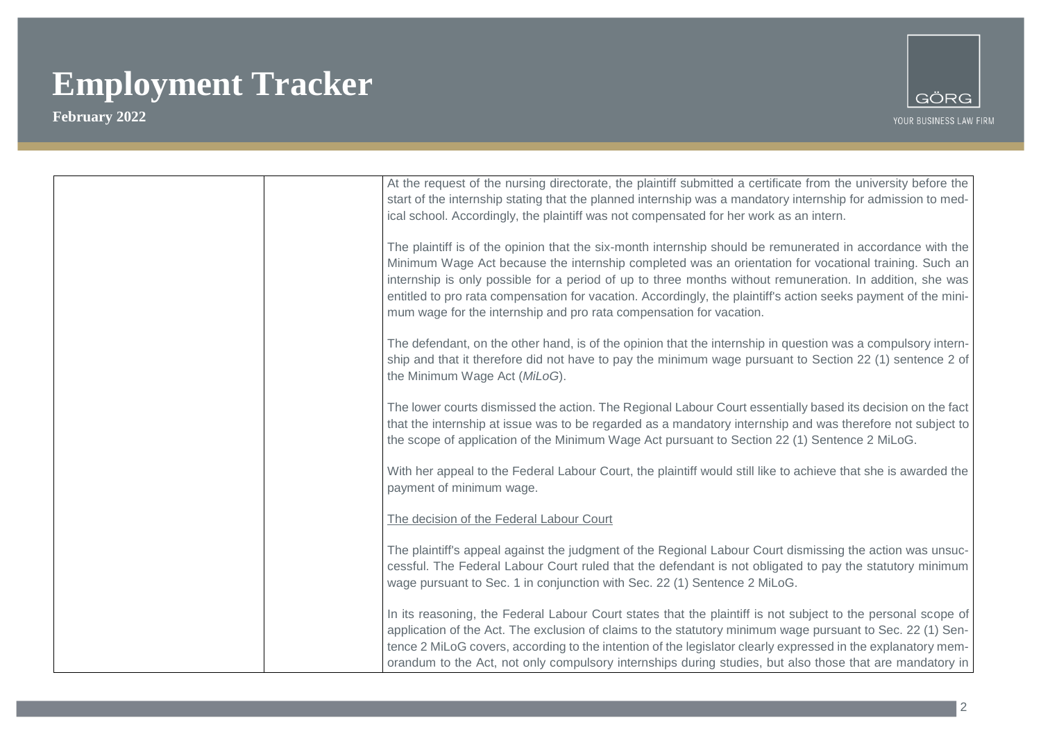At the request of the nursing directorate, the plaintiff submitted a certificate from the university before the start of the internship stating that the planned internship was a mandatory internship for admission to medical school. Accordingly, the plaintiff was not compensated for her work as an intern.

The plaintiff is of the opinion that the six-month internship should be remunerated in accordance with the Minimum Wage Act because the internship completed was an orientation for vocational training. Such an internship is only possible for a period of up to three months without remuneration. In addition, she was entitled to pro rata compensation for vacation. Accordingly, the plaintiff's action seeks payment of the minimum wage for the internship and pro rata compensation for vacation.

The defendant, on the other hand, is of the opinion that the internship in question was a compulsory internship and that it therefore did not have to pay the minimum wage pursuant to Section 22 (1) sentence 2 of the Minimum Wage Act (*MiLoG*).

The lower courts dismissed the action. The Regional Labour Court essentially based its decision on the fact that the internship at issue was to be regarded as a mandatory internship and was therefore not subject to the scope of application of the Minimum Wage Act pursuant to Section 22 (1) Sentence 2 MiLoG.

With her appeal to the Federal Labour Court, the plaintiff would still like to achieve that she is awarded the payment of minimum wage.

<u>The decision of the Federal Labour Court</u>

The plaintiff's appeal against the judgment of the Regional Labour Court dismissing the action was unsuccessful. The Federal Labour Court ruled that the defendant is not obligated to pay the statutory minimum wage pursuant to Sec. 1 in conjunction with Sec. 22 (1) Sentence 2 MiLoG.

In its reasoning, the Federal Labour Court states that the plaintiff is not subject to the personal scope of application of the Act. The exclusion of claims to the statutory minimum wage pursuant to Sec. 22 (1) Sentence 2 MiLoG covers, according to the intention of the legislator clearly expressed in the explanatory memorandum to the Act, not only compulsory internships during studies, but also those that are mandatory in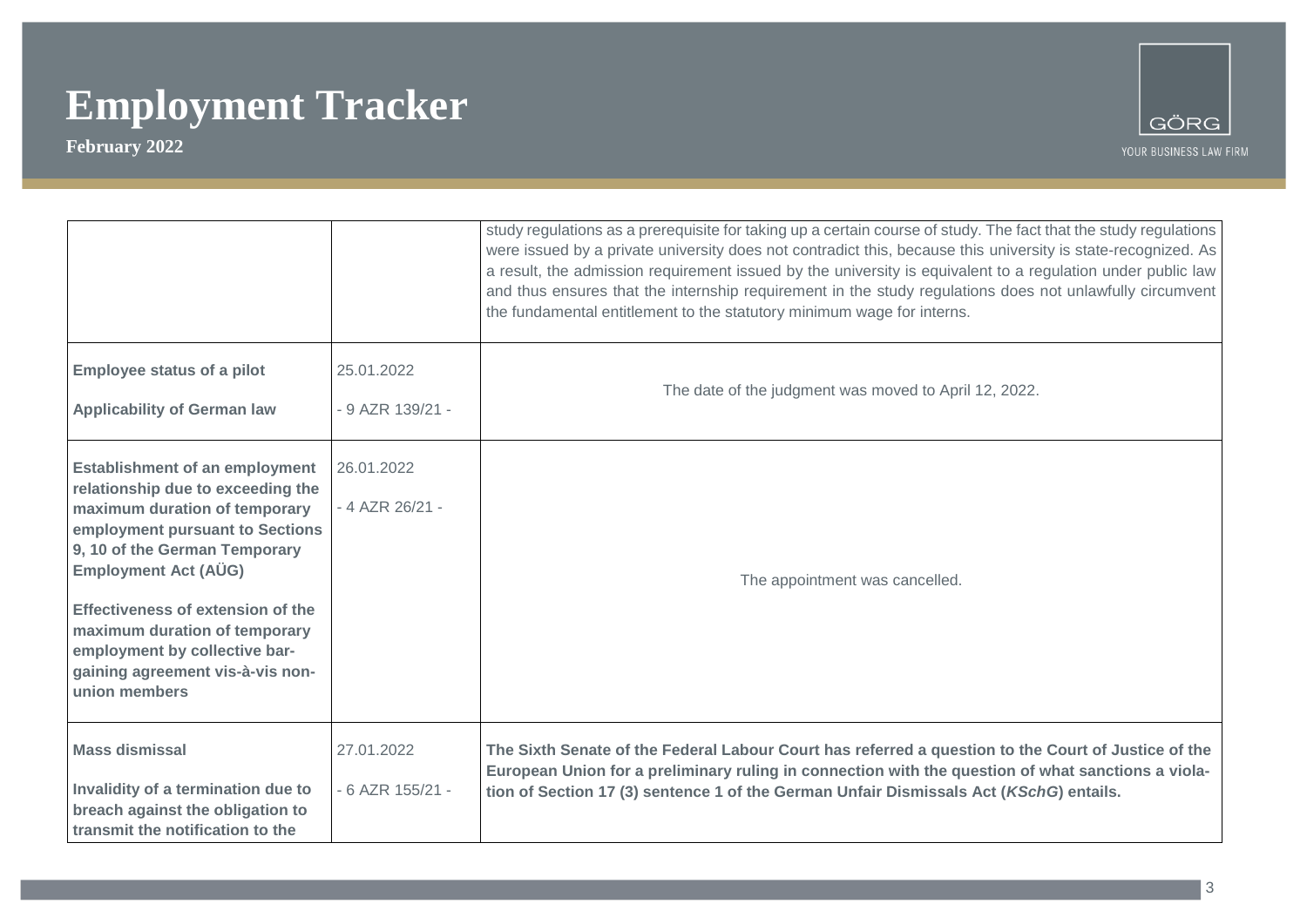| | | |
|---|---|---|
| | | study regulations as a prerequisite for taking up a certain course of study. The fact that the study regulations were issued by a private university does not contradict this, because this university is state-recognized. As a result, the admission requirement issued by the university is equivalent to a regulation under public law and thus ensures that the internship requirement in the study regulations does not unlawfully circumvent the fundamental entitlement to the statutory minimum wage for interns. |
| **Employee status of a pilot**<br><br>**Applicability of German law** | 25.01.2022<br><br>- 9 AZR 139/21 - | The date of the judgment was moved to April 12, 2022. |
| **Establishment of an employment relationship due to exceeding the maximum duration of temporary employment pursuant to Sections 9, 10 of the German Temporary Employment Act (AÜG)**<br><br>**Effectiveness of extension of the maximum duration of temporary employment by collective bargaining agreement vis-à-vis non-union members** | 26.01.2022<br><br>- 4 AZR 26/21 - | The appointment was cancelled. |
| **Mass dismissal**<br><br>**Invalidity of a termination due to breach against the obligation to transmit the notification to the** | 27.01.2022<br><br>- 6 AZR 155/21 - | **The Sixth Senate of the Federal Labour Court has referred a question to the Court of Justice of the European Union for a preliminary ruling in connection with the question of what sanctions a violation of Section 17 (3) sentence 1 of the German Unfair Dismissals Act (*KSchG*) entails.** |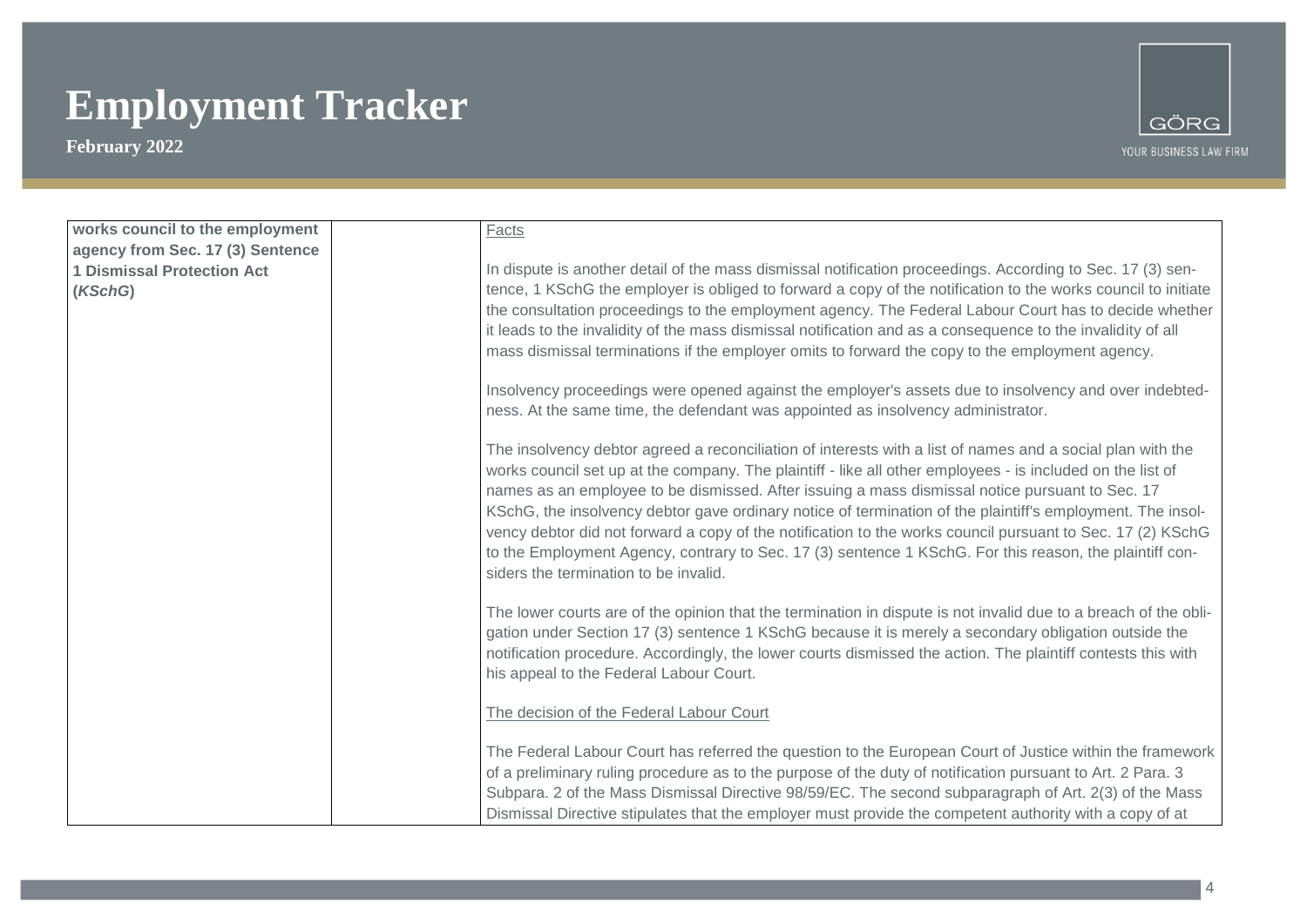| **works council to the employment agency from Sec. 17 (3) Sentence 1 Dismissal Protection Act (*KSchG*)** | | Facts<br><br>In dispute is another detail of the mass dismissal notification proceedings. According to Sec. 17 (3) sentence, 1 KSchG the employer is obliged to forward a copy of the notification to the works council to initiate the consultation proceedings to the employment agency. The Federal Labour Court has to decide whether it leads to the invalidity of the mass dismissal notification and as a consequence to the invalidity of all mass dismissal terminations if the employer omits to forward the copy to the employment agency.<br><br>Insolvency proceedings were opened against the employer's assets due to insolvency and over indebtedness. At the same time, the defendant was appointed as insolvency administrator.<br><br>The insolvency debtor agreed a reconciliation of interests with a list of names and a social plan with the works council set up at the company. The plaintiff - like all other employees - is included on the list of names as an employee to be dismissed. After issuing a mass dismissal notice pursuant to Sec. 17 KSchG, the insolvency debtor gave ordinary notice of termination of the plaintiff's employment. The insolvency debtor did not forward a copy of the notification to the works council pursuant to Sec. 17 (2) KSchG to the Employment Agency, contrary to Sec. 17 (3) sentence 1 KSchG. For this reason, the plaintiff considers the termination to be invalid.<br><br>The lower courts are of the opinion that the termination in dispute is not invalid due to a breach of the obligation under Section 17 (3) sentence 1 KSchG because it is merely a secondary obligation outside the notification procedure. Accordingly, the lower courts dismissed the action. The plaintiff contests this with his appeal to the Federal Labour Court.<br><br>The decision of the Federal Labour Court<br><br>The Federal Labour Court has referred the question to the European Court of Justice within the framework of a preliminary ruling procedure as to the purpose of the duty of notification pursuant to Art. 2 Para. 3 Subpara. 2 of the Mass Dismissal Directive 98/59/EC. The second subparagraph of Art. 2(3) of the Mass Dismissal Directive stipulates that the employer must provide the competent authority with a copy of at |
|---|---|---|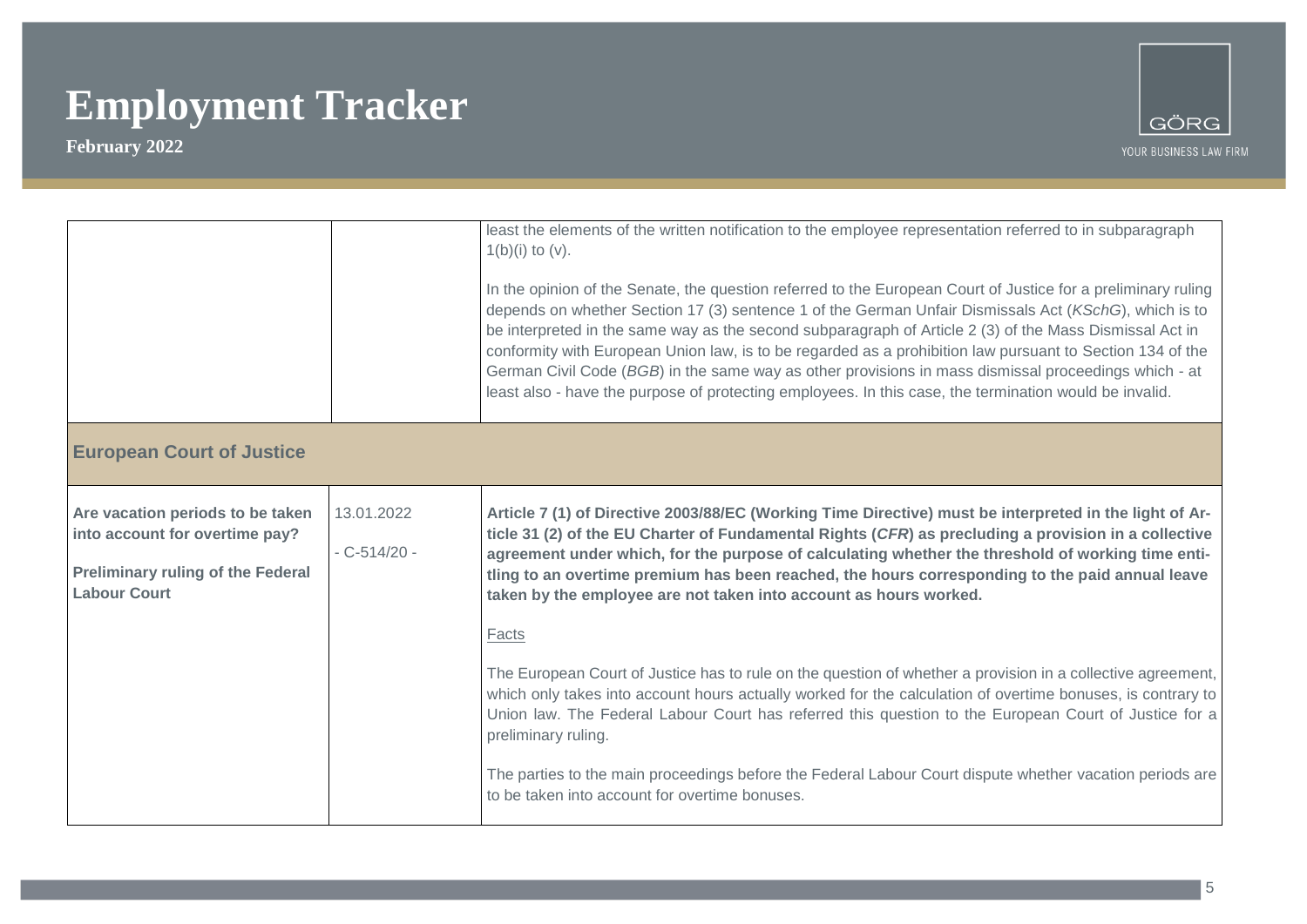| | | |
|---|---|---|
| | | least the elements of the written notification to the employee representation referred to in subparagraph 1(b)(i) to (v).<br><br>In the opinion of the Senate, the question referred to the European Court of Justice for a preliminary ruling depends on whether Section 17 (3) sentence 1 of the German Unfair Dismissals Act (*KSchG*), which is to be interpreted in the same way as the second subparagraph of Article 2 (3) of the Mass Dismissal Act in conformity with European Union law, is to be regarded as a prohibition law pursuant to Section 134 of the German Civil Code (*BGB*) in the same way as other provisions in mass dismissal proceedings which - at least also - have the purpose of protecting employees. In this case, the termination would be invalid. |
| **European Court of Justice** | | |
| **Are vacation periods to be taken into account for overtime pay?**<br><br>**Preliminary ruling of the Federal Labour Court** | 13.01.2022<br><br>- C-514/20 - | **Article 7 (1) of Directive 2003/88/EC (Working Time Directive) must be interpreted in the light of Article 31 (2) of the EU Charter of Fundamental Rights (*CFR*) as precluding a provision in a collective agreement under which, for the purpose of calculating whether the threshold of working time entitling to an overtime premium has been reached, the hours corresponding to the paid annual leave taken by the employee are not taken into account as hours worked.**<br><br>Facts<br><br>The European Court of Justice has to rule on the question of whether a provision in a collective agreement, which only takes into account hours actually worked for the calculation of overtime bonuses, is contrary to Union law. The Federal Labour Court has referred this question to the European Court of Justice for a preliminary ruling.<br><br>The parties to the main proceedings before the Federal Labour Court dispute whether vacation periods are to be taken into account for overtime bonuses. |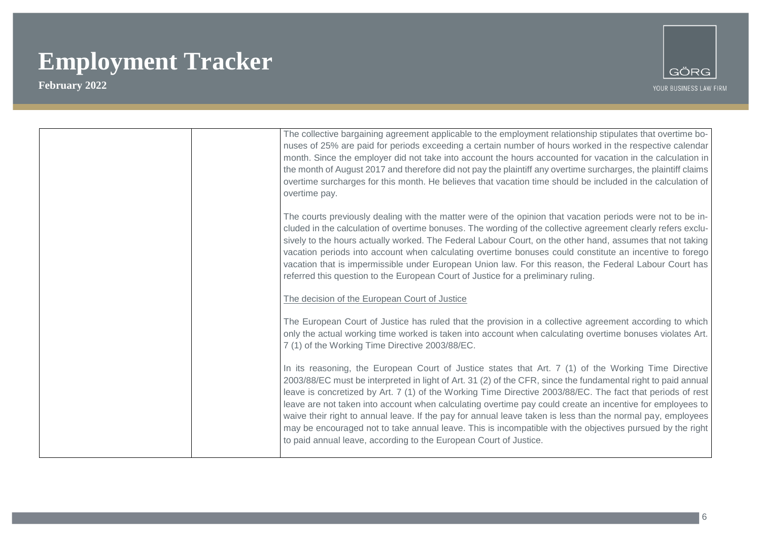| | | |
|---|---|---|
| | | The collective bargaining agreement applicable to the employment relationship stipulates that overtime bonuses of 25% are paid for periods exceeding a certain number of hours worked in the respective calendar month. Since the employer did not take into account the hours accounted for vacation in the calculation in the month of August 2017 and therefore did not pay the plaintiff any overtime surcharges, the plaintiff claims overtime surcharges for this month. He believes that vacation time should be included in the calculation of overtime pay.<br><br>The courts previously dealing with the matter were of the opinion that vacation periods were not to be included in the calculation of overtime bonuses. The wording of the collective agreement clearly refers exclusively to the hours actually worked. The Federal Labour Court, on the other hand, assumes that not taking vacation periods into account when calculating overtime bonuses could constitute an incentive to forego vacation that is impermissible under European Union law. For this reason, the Federal Labour Court has referred this question to the European Court of Justice for a preliminary ruling.<br><br><u>The decision of the European Court of Justice</u><br><br>The European Court of Justice has ruled that the provision in a collective agreement according to which only the actual working time worked is taken into account when calculating overtime bonuses violates Art. 7 (1) of the Working Time Directive 2003/88/EC.<br><br>In its reasoning, the European Court of Justice states that Art. 7 (1) of the Working Time Directive 2003/88/EC must be interpreted in light of Art. 31 (2) of the CFR, since the fundamental right to paid annual leave is concretized by Art. 7 (1) of the Working Time Directive 2003/88/EC. The fact that periods of rest leave are not taken into account when calculating overtime pay could create an incentive for employees to waive their right to annual leave. If the pay for annual leave taken is less than the normal pay, employees may be encouraged not to take annual leave. This is incompatible with the objectives pursued by the right to paid annual leave, according to the European Court of Justice. |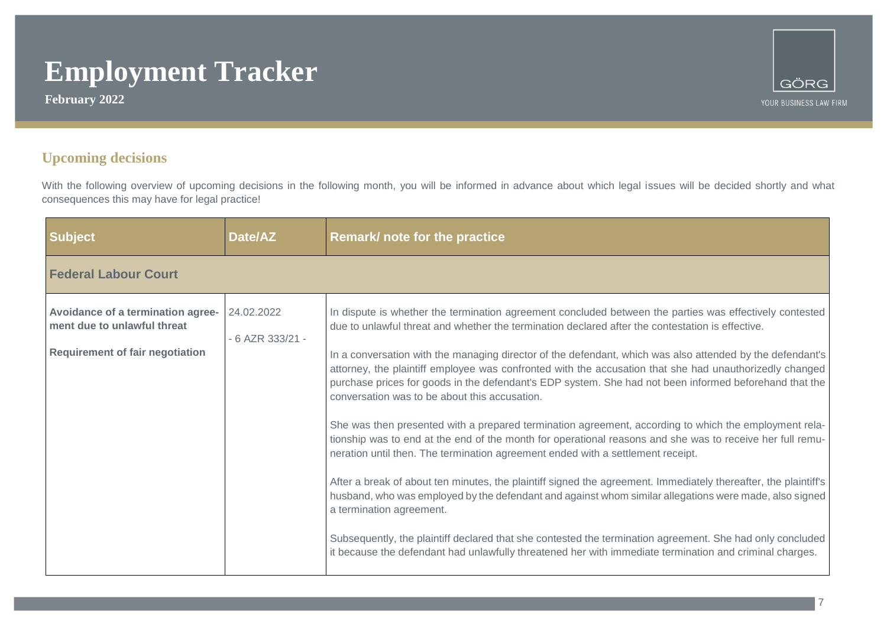# Employment Tracker

**February 2022**

## Upcoming decisions

With the following overview of upcoming decisions in the following month, you will be informed in advance about which legal issues will be decided shortly and what consequences this may have for legal practice!

| Subject | Date/AZ | Remark/ note for the practice |
|---|---|---|
| **Federal Labour Court** | | |
| **Avoidance of a termination agreement due to unlawful threat**<br><br>**Requirement of fair negotiation** | 24.02.2022<br><br>- 6 AZR 333/21 - | In dispute is whether the termination agreement concluded between the parties was effectively contested due to unlawful threat and whether the termination declared after the contestation is effective.<br><br>In a conversation with the managing director of the defendant, which was also attended by the defendant's attorney, the plaintiff employee was confronted with the accusation that she had unauthorizedly changed purchase prices for goods in the defendant's EDP system. She had not been informed beforehand that the conversation was to be about this accusation.<br><br>She was then presented with a prepared termination agreement, according to which the employment relationship was to end at the end of the month for operational reasons and she was to receive her full remuneration until then. The termination agreement ended with a settlement receipt.<br><br>After a break of about ten minutes, the plaintiff signed the agreement. Immediately thereafter, the plaintiff's husband, who was employed by the defendant and against whom similar allegations were made, also signed a termination agreement.<br><br>Subsequently, the plaintiff declared that she contested the termination agreement. She had only concluded it because the defendant had unlawfully threatened her with immediate termination and criminal charges. |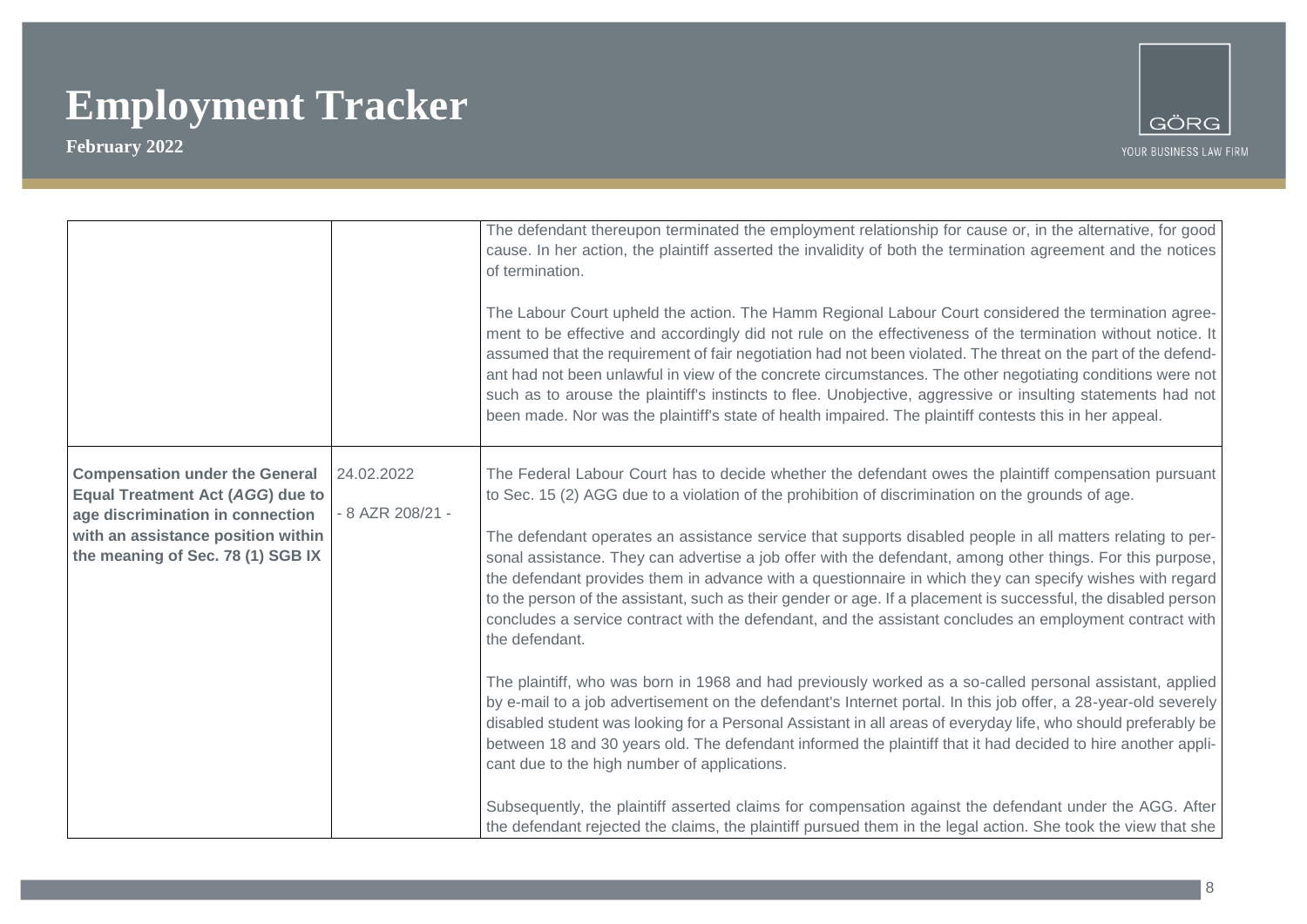| | | |
|---|---|---|
| | | The defendant thereupon terminated the employment relationship for cause or, in the alternative, for good cause. In her action, the plaintiff asserted the invalidity of both the termination agreement and the notices of termination.<br><br>The Labour Court upheld the action. The Hamm Regional Labour Court considered the termination agreement to be effective and accordingly did not rule on the effectiveness of the termination without notice. It assumed that the requirement of fair negotiation had not been violated. The threat on the part of the defendant had not been unlawful in view of the concrete circumstances. The other negotiating conditions were not such as to arouse the plaintiff's instincts to flee. Unobjective, aggressive or insulting statements had not been made. Nor was the plaintiff's state of health impaired. The plaintiff contests this in her appeal. |
| **Compensation under the General Equal Treatment Act (*AGG*) due to age discrimination in connection with an assistance position within the meaning of Sec. 78 (1) SGB IX** | 24.02.2022<br><br>- 8 AZR 208/21 - | The Federal Labour Court has to decide whether the defendant owes the plaintiff compensation pursuant to Sec. 15 (2) AGG due to a violation of the prohibition of discrimination on the grounds of age.<br><br>The defendant operates an assistance service that supports disabled people in all matters relating to personal assistance. They can advertise a job offer with the defendant, among other things. For this purpose, the defendant provides them in advance with a questionnaire in which they can specify wishes with regard to the person of the assistant, such as their gender or age. If a placement is successful, the disabled person concludes a service contract with the defendant, and the assistant concludes an employment contract with the defendant.<br><br>The plaintiff, who was born in 1968 and had previously worked as a so-called personal assistant, applied by e-mail to a job advertisement on the defendant's Internet portal. In this job offer, a 28-year-old severely disabled student was looking for a Personal Assistant in all areas of everyday life, who should preferably be between 18 and 30 years old. The defendant informed the plaintiff that it had decided to hire another applicant due to the high number of applications.<br><br>Subsequently, the plaintiff asserted claims for compensation against the defendant under the AGG. After the defendant rejected the claims, the plaintiff pursued them in the legal action. She took the view that she |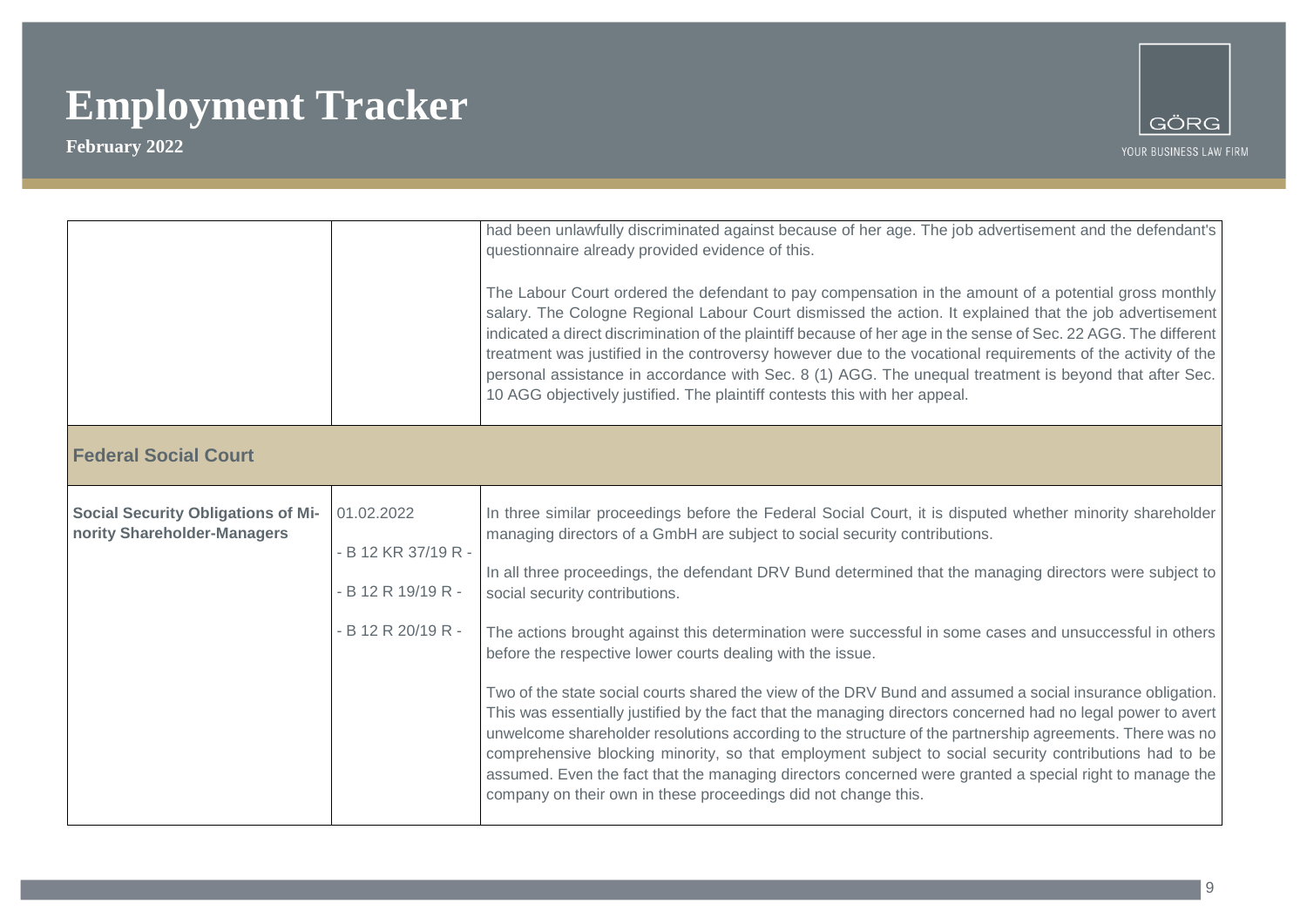| | | |
|---|---|---|
| | | had been unlawfully discriminated against because of her age. The job advertisement and the defendant's questionnaire already provided evidence of this.<br><br>The Labour Court ordered the defendant to pay compensation in the amount of a potential gross monthly salary. The Cologne Regional Labour Court dismissed the action. It explained that the job advertisement indicated a direct discrimination of the plaintiff because of her age in the sense of Sec. 22 AGG. The different treatment was justified in the controversy however due to the vocational requirements of the activity of the personal assistance in accordance with Sec. 8 (1) AGG. The unequal treatment is beyond that after Sec. 10 AGG objectively justified. The plaintiff contests this with her appeal. |
| **Federal Social Court** | | |
| **Social Security Obligations of Minority Shareholder-Managers** | 01.02.2022<br><br>- B 12 KR 37/19 R -<br><br>- B 12 R 19/19 R -<br><br>- B 12 R 20/19 R - | In three similar proceedings before the Federal Social Court, it is disputed whether minority shareholder managing directors of a GmbH are subject to social security contributions.<br><br>In all three proceedings, the defendant DRV Bund determined that the managing directors were subject to social security contributions.<br><br>The actions brought against this determination were successful in some cases and unsuccessful in others before the respective lower courts dealing with the issue.<br><br>Two of the state social courts shared the view of the DRV Bund and assumed a social insurance obligation. This was essentially justified by the fact that the managing directors concerned had no legal power to avert unwelcome shareholder resolutions according to the structure of the partnership agreements. There was no comprehensive blocking minority, so that employment subject to social security contributions had to be assumed. Even the fact that the managing directors concerned were granted a special right to manage the company on their own in these proceedings did not change this. |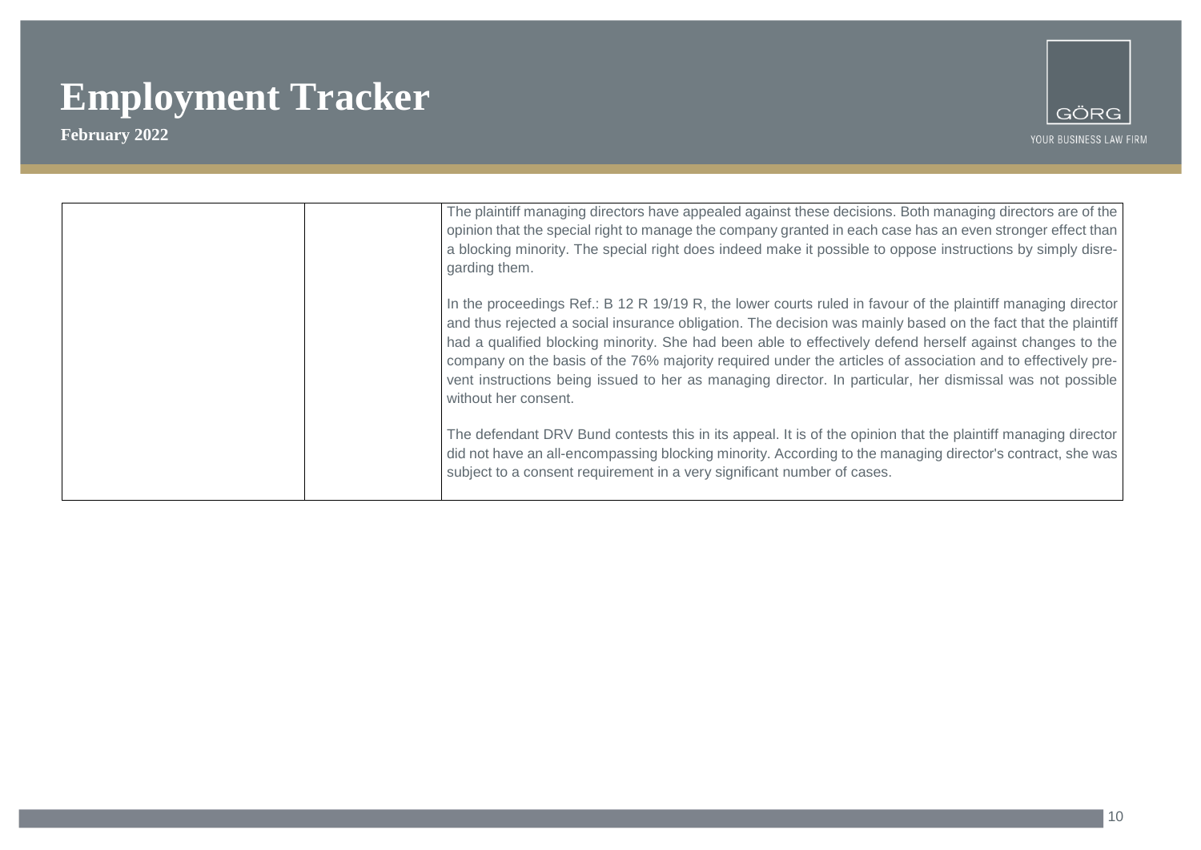|  |  | The plaintiff managing directors have appealed against these decisions. Both managing directors are of the opinion that the special right to manage the company granted in each case has an even stronger effect than a blocking minority. The special right does indeed make it possible to oppose instructions by simply disregarding them.<br><br>In the proceedings Ref.: B 12 R 19/19 R, the lower courts ruled in favour of the plaintiff managing director and thus rejected a social insurance obligation. The decision was mainly based on the fact that the plaintiff had a qualified blocking minority. She had been able to effectively defend herself against changes to the company on the basis of the 76% majority required under the articles of association and to effectively prevent instructions being issued to her as managing director. In particular, her dismissal was not possible without her consent.<br><br>The defendant DRV Bund contests this in its appeal. It is of the opinion that the plaintiff managing director did not have an all-encompassing blocking minority. According to the managing director's contract, she was subject to a consent requirement in a very significant number of cases. |
|---|---|---|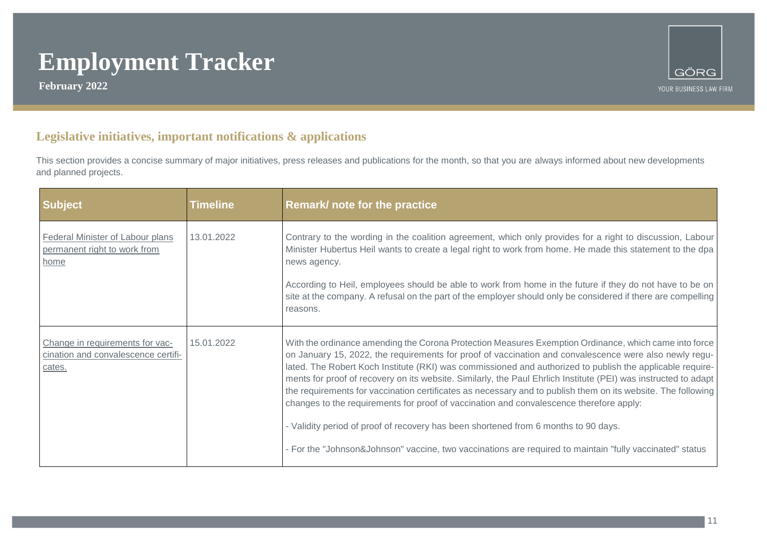# Employment Tracker

**February 2022**

## Legislative initiatives, important notifications & applications

This section provides a concise summary of major initiatives, press releases and publications for the month, so that you are always informed about new developments and planned projects.

| Subject | Timeline | Remark/ note for the practice |
|---|---|---|
| Federal Minister of Labour plans permanent right to work from home | 13.01.2022 | Contrary to the wording in the coalition agreement, which only provides for a right to discussion, Labour Minister Hubertus Heil wants to create a legal right to work from home. He made this statement to the dpa news agency.<br><br>According to Heil, employees should be able to work from home in the future if they do not have to be on site at the company. A refusal on the part of the employer should only be considered if there are compelling reasons. |
| Change in requirements for vaccination and convalescence certificates. | 15.01.2022 | With the ordinance amending the Corona Protection Measures Exemption Ordinance, which came into force on January 15, 2022, the requirements for proof of vaccination and convalescence were also newly regulated. The Robert Koch Institute (RKI) was commissioned and authorized to publish the applicable requirements for proof of recovery on its website. Similarly, the Paul Ehrlich Institute (PEI) was instructed to adapt the requirements for vaccination certificates as necessary and to publish them on its website. The following changes to the requirements for proof of vaccination and convalescence therefore apply:<br><br>- Validity period of proof of recovery has been shortened from 6 months to 90 days.<br><br>- For the "Johnson&Johnson" vaccine, two vaccinations are required to maintain "fully vaccinated" status |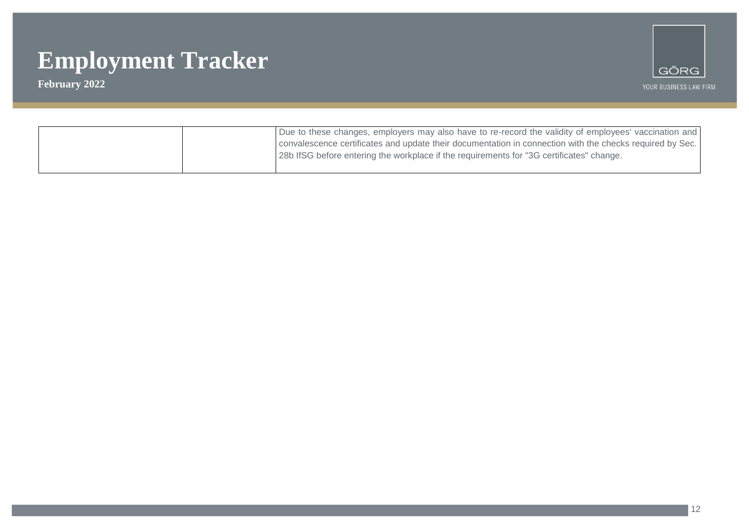| | | |
|---|---|---|
| | | Due to these changes, employers may also have to re-record the validity of employees' vaccination and convalescence certificates and update their documentation in connection with the checks required by Sec. 28b IfSG before entering the workplace if the requirements for "3G certificates" change. |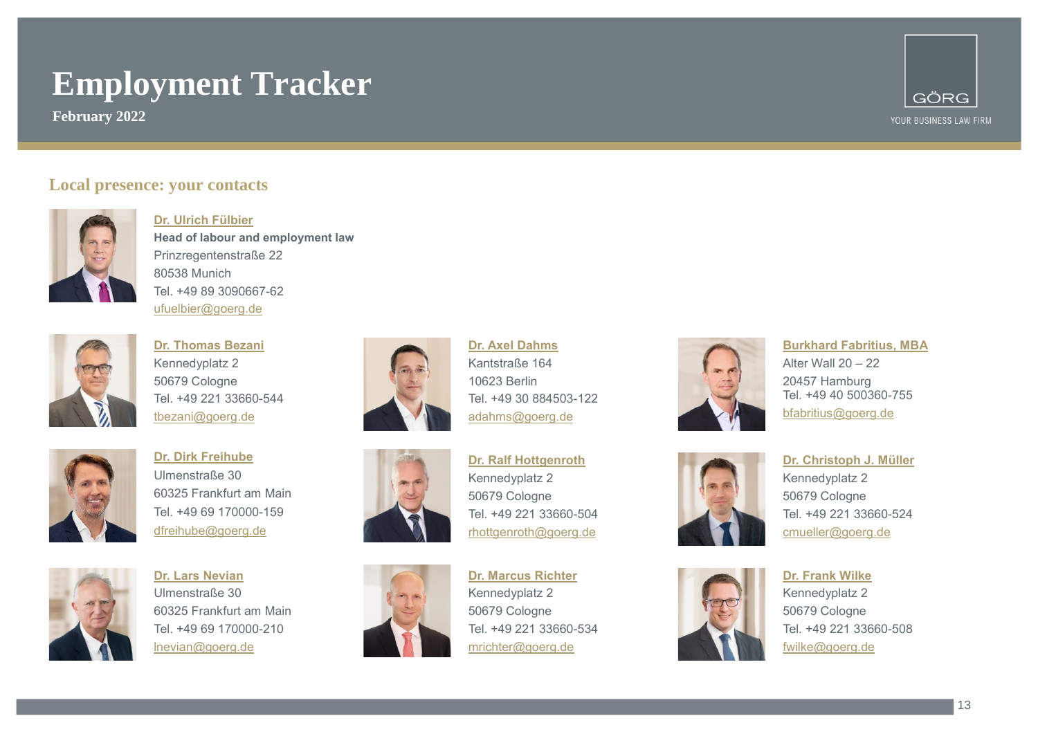# Employment Tracker

**February 2022**

GÖRG

YOUR BUSINESS LAW FIRM

## Local presence: your contacts

**Dr. Ulrich Fülbier**
**Head of labour and employment law**
Prinzregentenstraße 22
80538 Munich
Tel. +49 89 3090667-62
ufuelbier@goerg.de

**Dr. Thomas Bezani**
Kennedyplatz 2
50679 Cologne
Tel. +49 221 33660-544
tbezani@goerg.de

**Dr. Axel Dahms**
Kantstraße 164
10623 Berlin
Tel. +49 30 884503-122
adahms@goerg.de

**Burkhard Fabritius, MBA**
Alter Wall 20 – 22
20457 Hamburg
Tel. +49 40 500360-755
bfabritius@goerg.de

**Dr. Dirk Freihube**
Ulmenstraße 30
60325 Frankfurt am Main
Tel. +49 69 170000-159
dfreihube@goerg.de

**Dr. Ralf Hottgenroth**
Kennedyplatz 2
50679 Cologne
Tel. +49 221 33660-504
rhottgenroth@goerg.de

**Dr. Christoph J. Müller**
Kennedyplatz 2
50679 Cologne
Tel. +49 221 33660-524
cmueller@goerg.de

**Dr. Lars Nevian**
Ulmenstraße 30
60325 Frankfurt am Main
Tel. +49 69 170000-210
lnevian@goerg.de

**Dr. Marcus Richter**
Kennedyplatz 2
50679 Cologne
Tel. +49 221 33660-534
mrichter@goerg.de

**Dr. Frank Wilke**
Kennedyplatz 2
50679 Cologne
Tel. +49 221 33660-508
fwilke@goerg.de